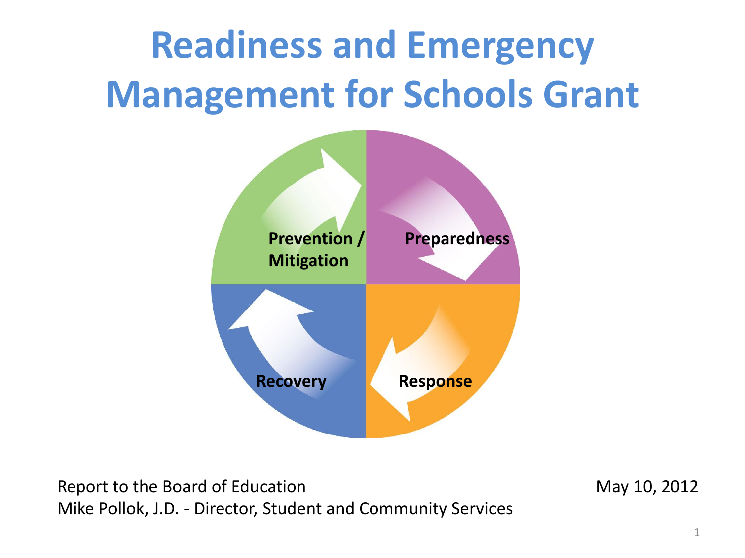# Readiness and Emergency Management for Schools Grant

Prevention / Mitigation

Preparedness

Response

Recovery

Report to the Board of Education
Mike Pollok, J.D. - Director, Student and Community Services

May 10, 2012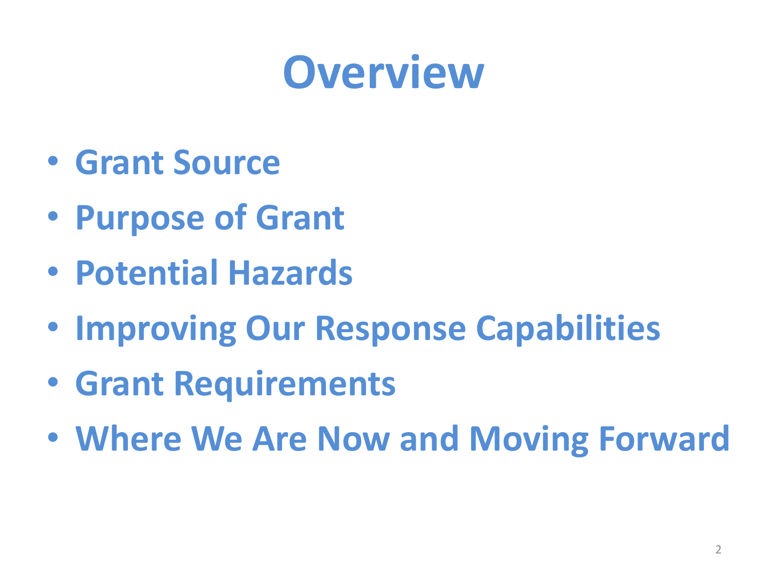# Overview

- **Grant Source**
- **Purpose of Grant**
- **Potential Hazards**
- **Improving Our Response Capabilities**
- **Grant Requirements**
- **Where We Are Now and Moving Forward**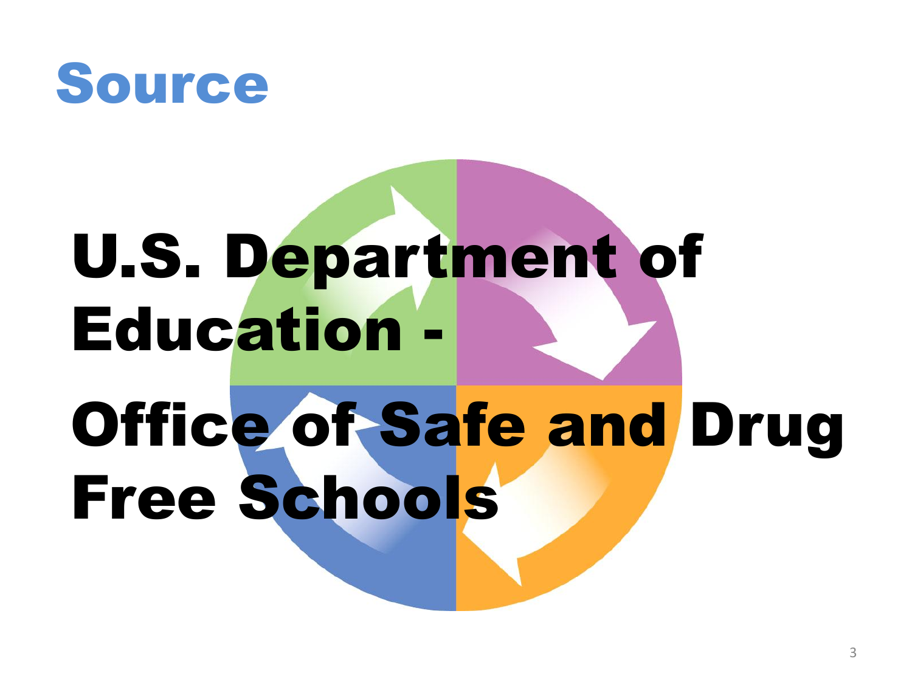# Source

U.S. Department of Education -

Office of Safe and Drug Free Schools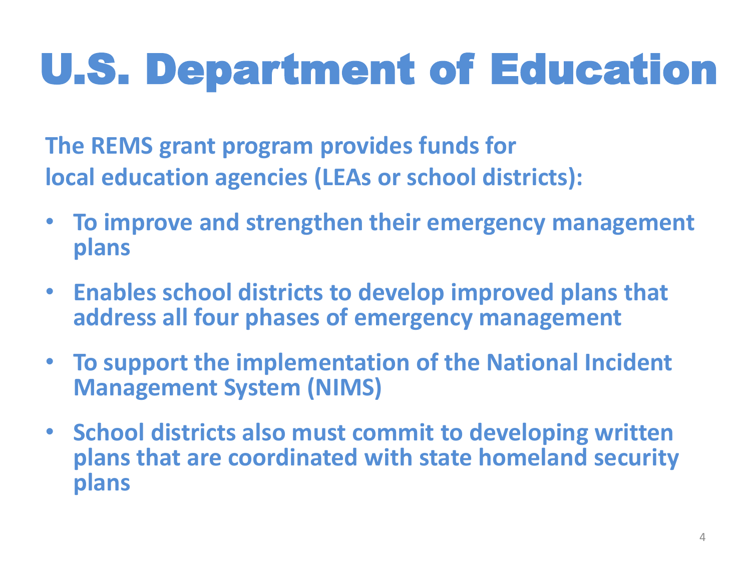# U.S. Department of Education

**The REMS grant program provides funds for local education agencies (LEAs or school districts):**

- **To improve and strengthen their emergency management plans**
- **Enables school districts to develop improved plans that address all four phases of emergency management**
- **To support the implementation of the National Incident Management System (NIMS)**
- **School districts also must commit to developing written plans that are coordinated with state homeland security plans**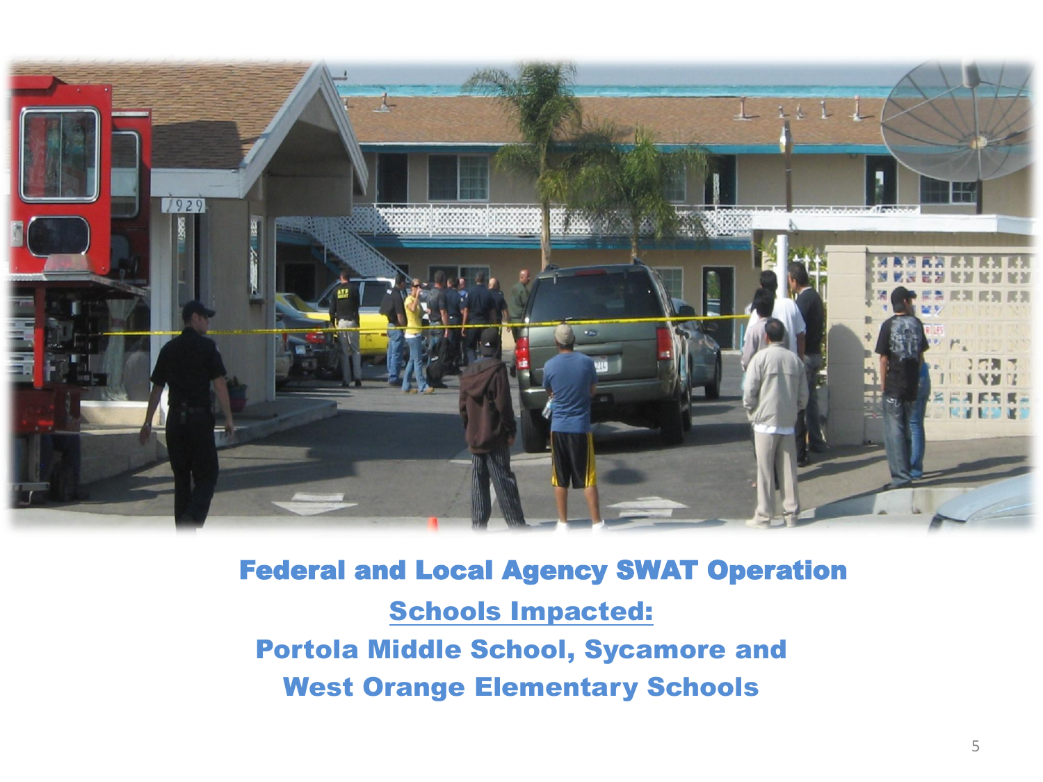**Federal and Local Agency SWAT Operation**

**<u>Schools Impacted:</u>**

**Portola Middle School, Sycamore and West Orange Elementary Schools**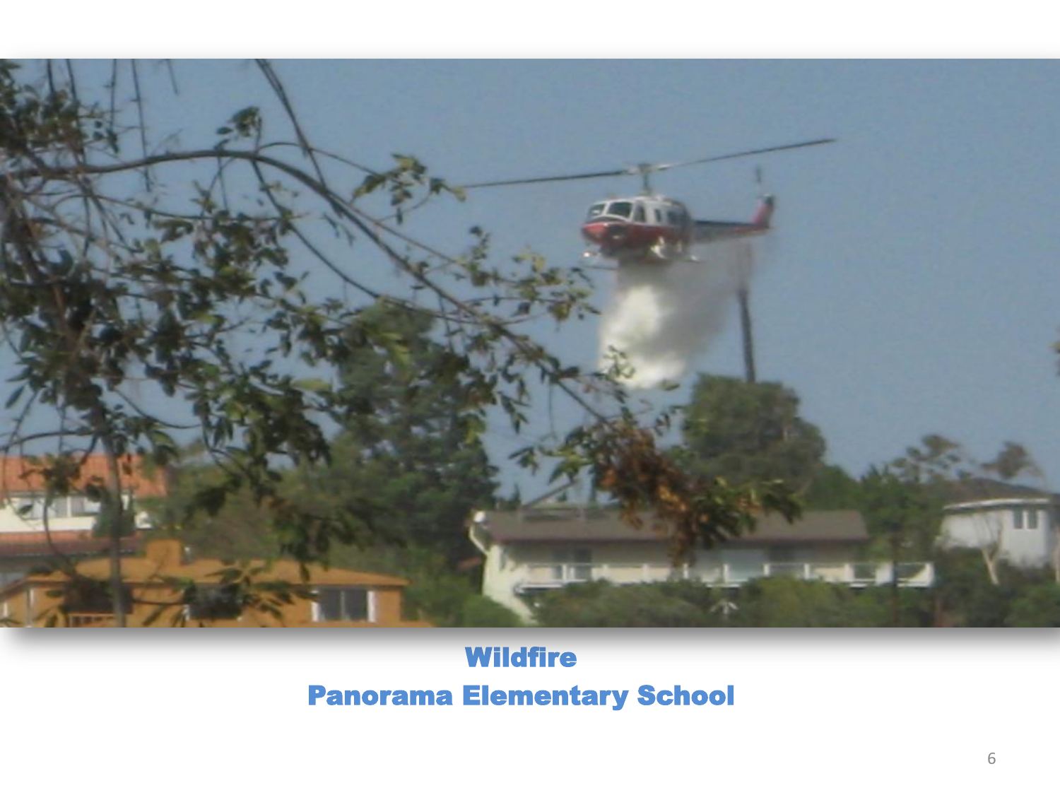**Wildfire**

**Panorama Elementary School**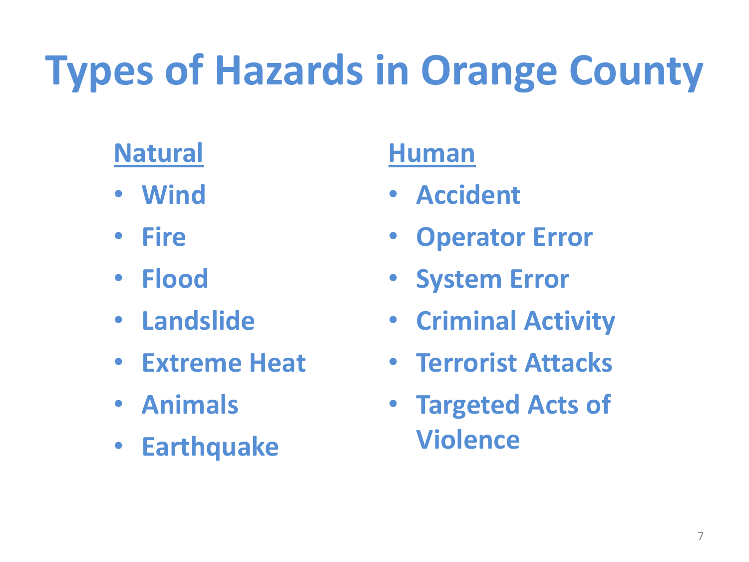# Types of Hazards in Orange County

**Natural**

- Wind
- Fire
- Flood
- Landslide
- Extreme Heat
- Animals
- Earthquake

**Human**

- Accident
- Operator Error
- System Error
- Criminal Activity
- Terrorist Attacks
- Targeted Acts of Violence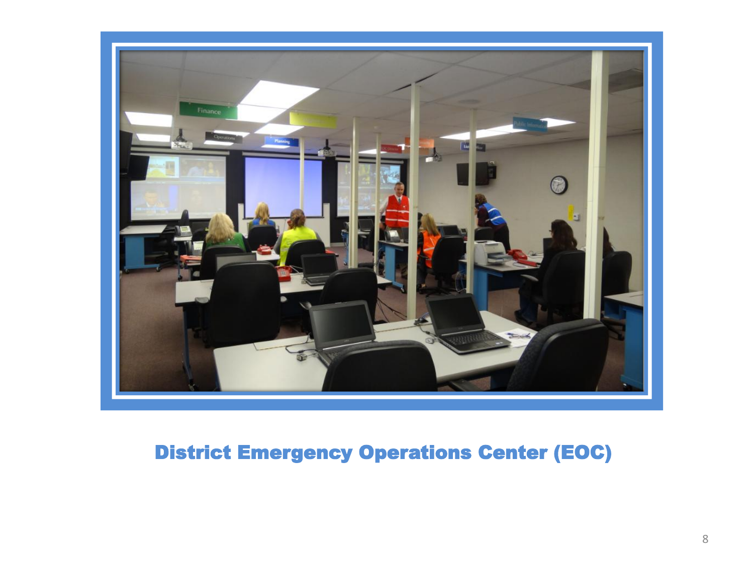District Emergency Operations Center (EOC)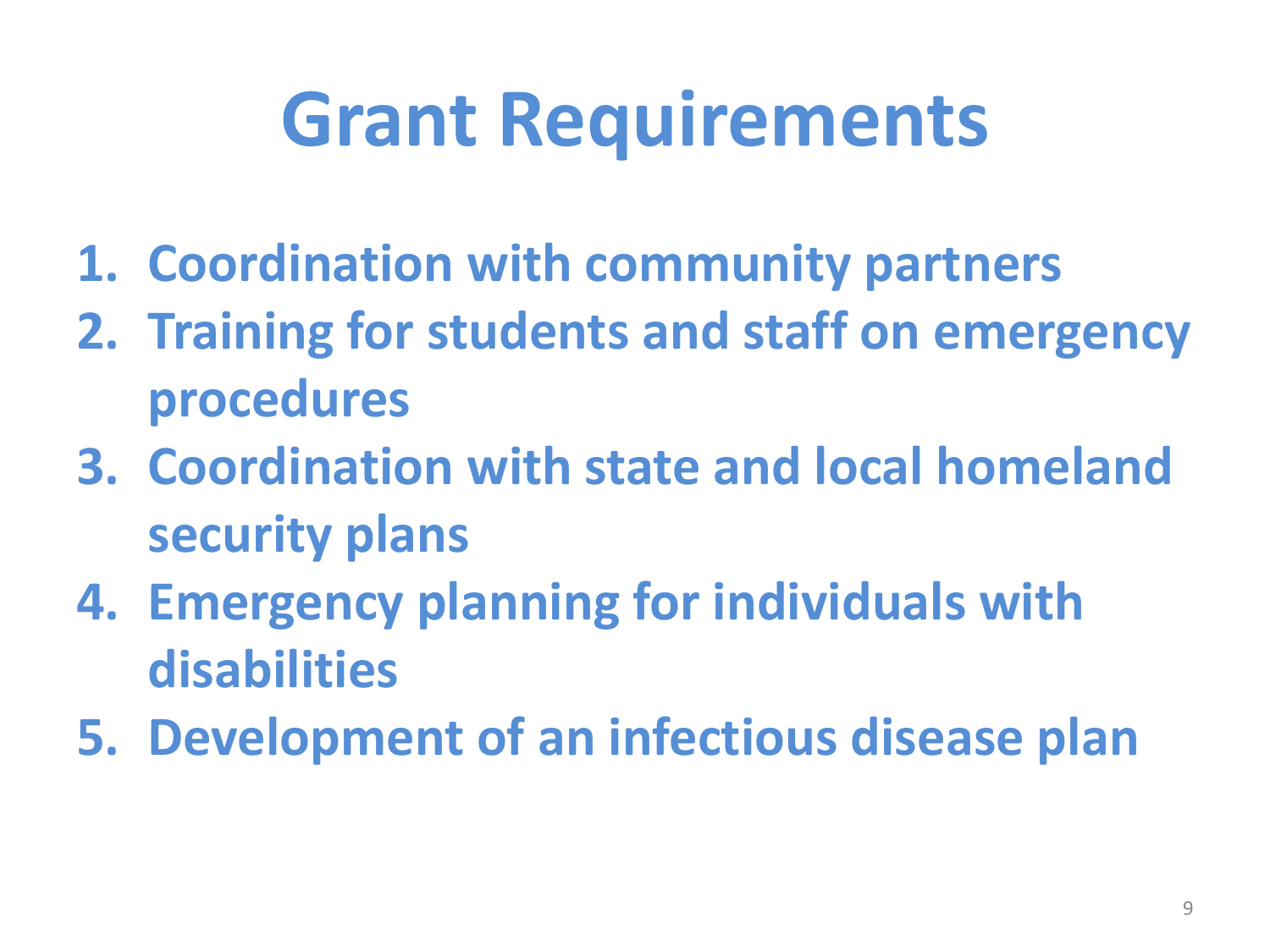# Grant Requirements

1. **Coordination with community partners**
2. **Training for students and staff on emergency procedures**
3. **Coordination with state and local homeland security plans**
4. **Emergency planning for individuals with disabilities**
5. **Development of an infectious disease plan**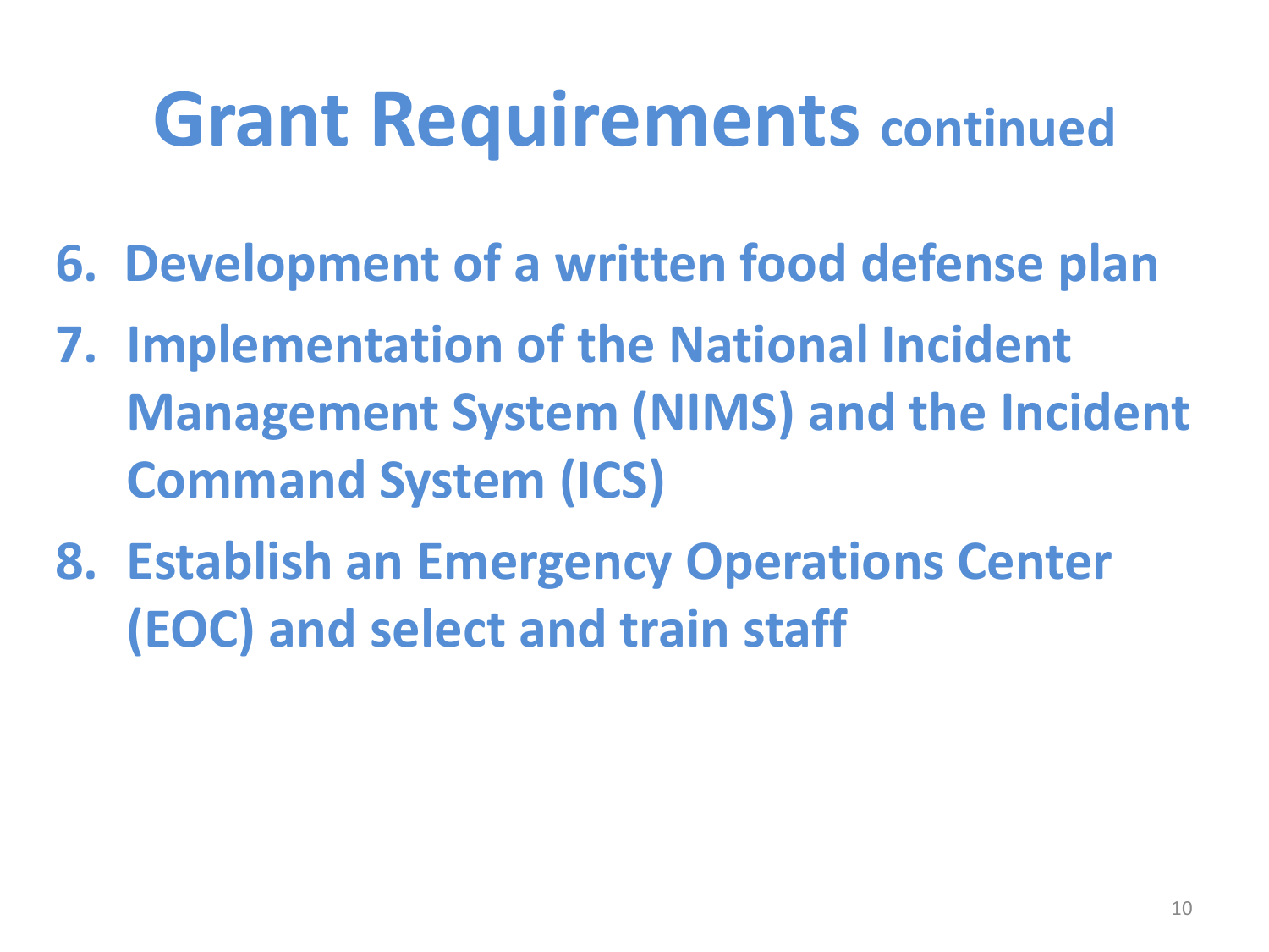# Grant Requirements continued

6. Development of a written food defense plan
7. Implementation of the National Incident Management System (NIMS) and the Incident Command System (ICS)
8. Establish an Emergency Operations Center (EOC) and select and train staff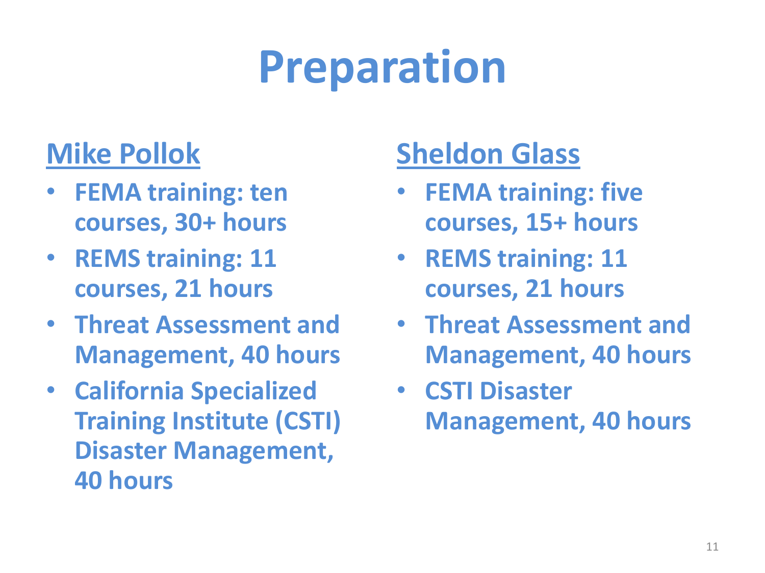# Preparation

## Mike Pollok

- **FEMA training: ten courses, 30+ hours**
- **REMS training: 11 courses, 21 hours**
- **Threat Assessment and Management, 40 hours**
- **California Specialized Training Institute (CSTI) Disaster Management, 40 hours**

## Sheldon Glass

- **FEMA training: five courses, 15+ hours**
- **REMS training: 11 courses, 21 hours**
- **Threat Assessment and Management, 40 hours**
- **CSTI Disaster Management, 40 hours**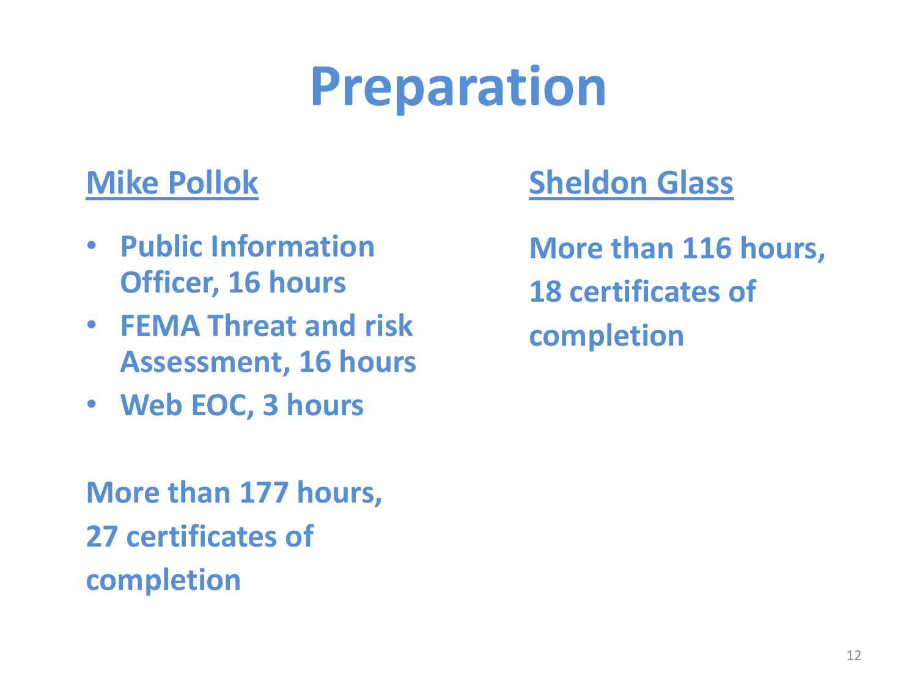# Preparation

## Mike Pollok

- **Public Information Officer, 16 hours**
- **FEMA Threat and risk Assessment, 16 hours**
- **Web EOC, 3 hours**

**More than 177 hours, 27 certificates of completion**

## Sheldon Glass

**More than 116 hours, 18 certificates of completion**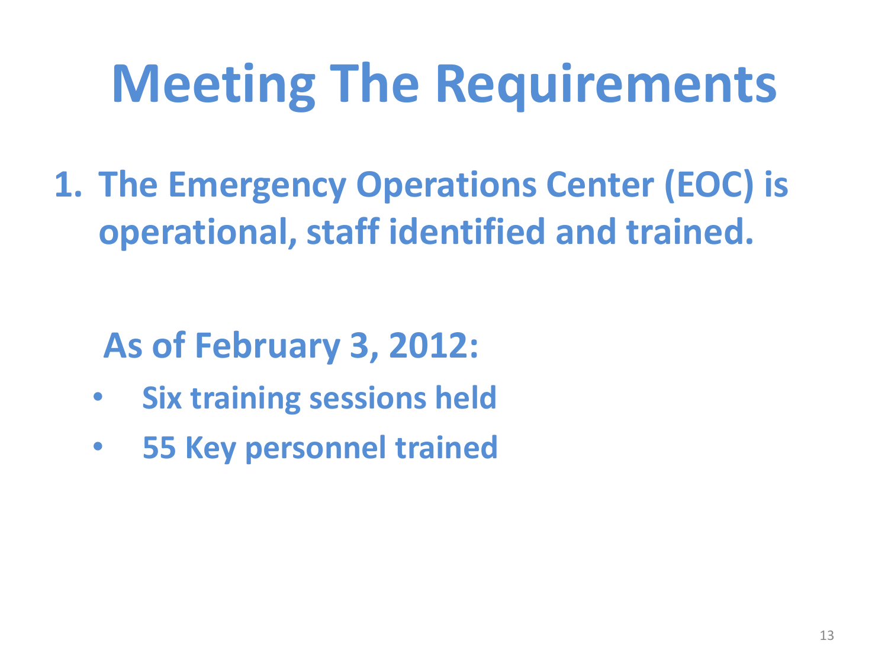# Meeting The Requirements

1. **The Emergency Operations Center (EOC) is operational, staff identified and trained.**

**As of February 3, 2012:**

- **Six training sessions held**
- **55 Key personnel trained**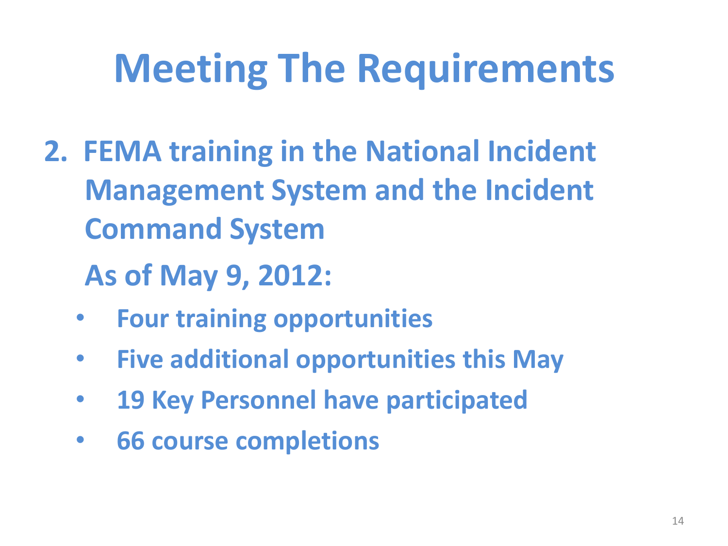# Meeting The Requirements

2. **FEMA training in the National Incident Management System and the Incident Command System**

   **As of May 9, 2012:**

   - **Four training opportunities**
   - **Five additional opportunities this May**
   - **19 Key Personnel have participated**
   - **66 course completions**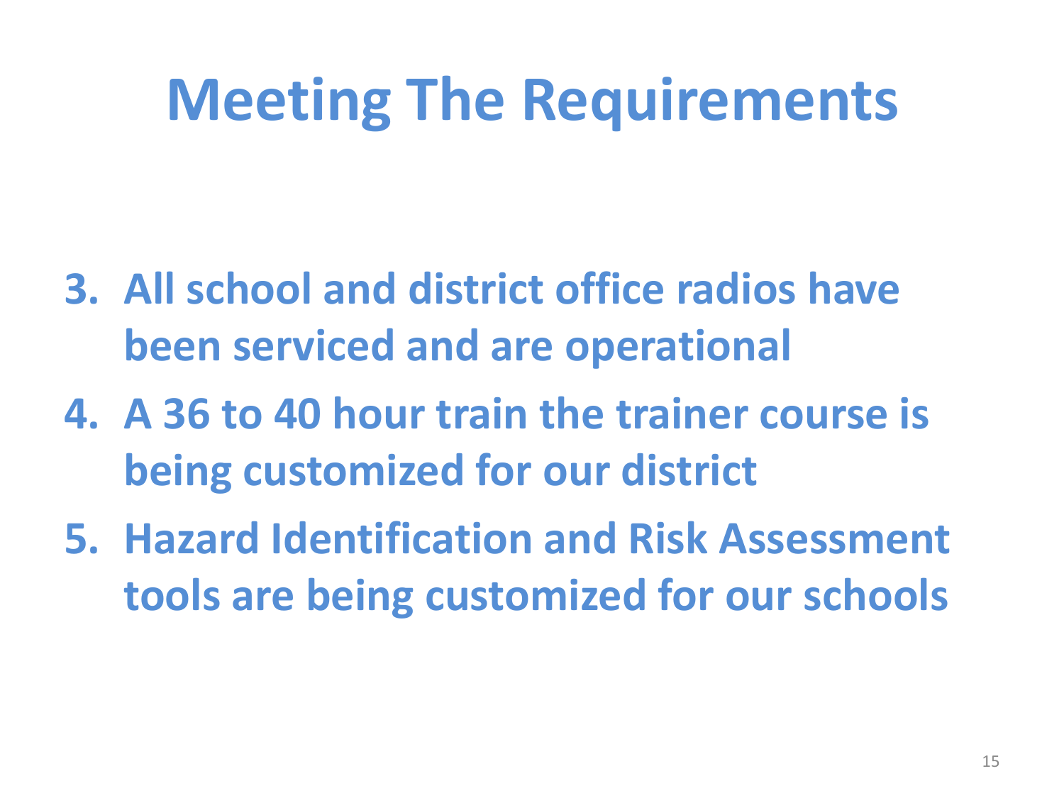# Meeting The Requirements

3. **All school and district office radios have been serviced and are operational**
4. **A 36 to 40 hour train the trainer course is being customized for our district**
5. **Hazard Identification and Risk Assessment tools are being customized for our schools**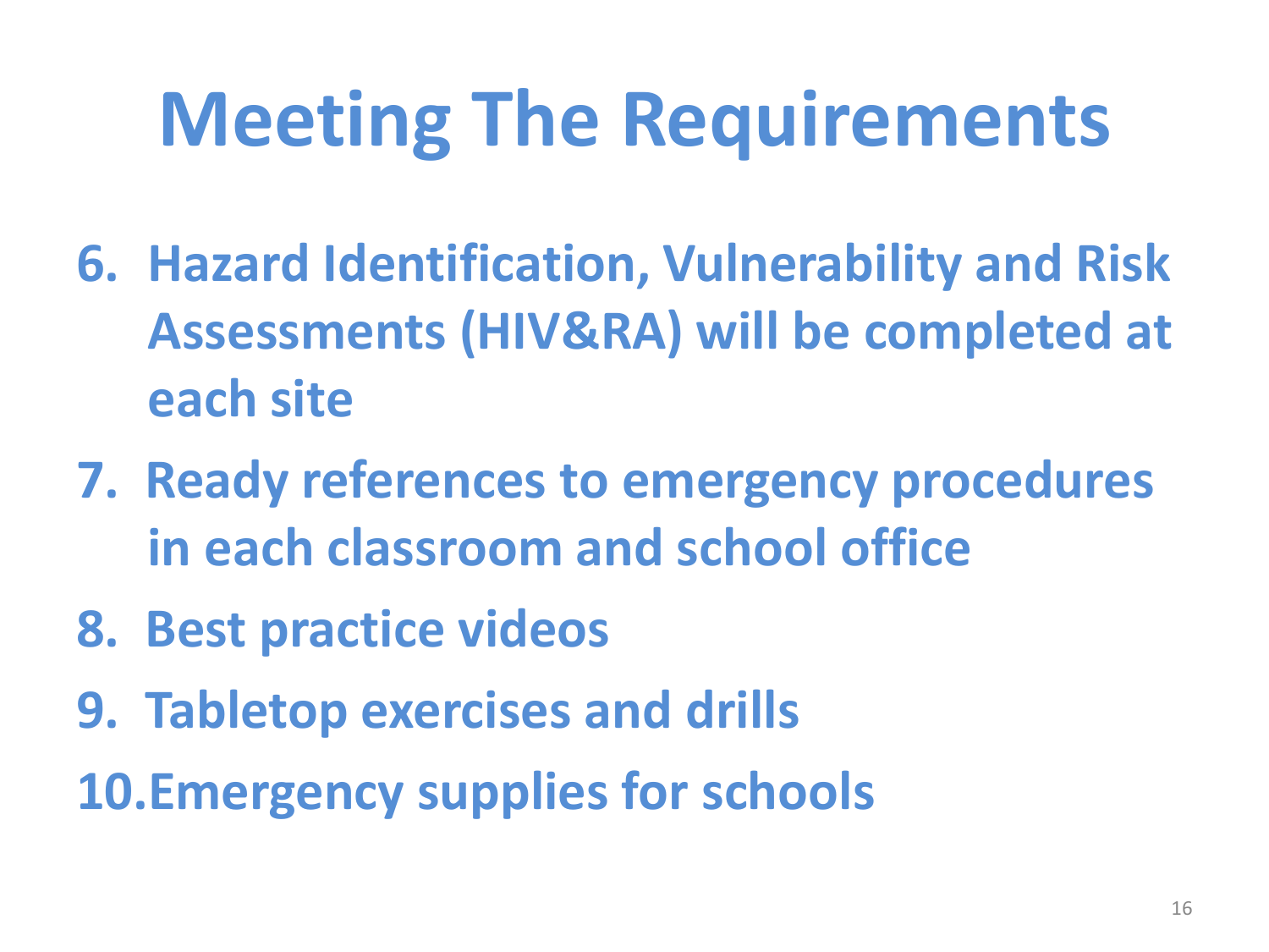# Meeting The Requirements

6. Hazard Identification, Vulnerability and Risk Assessments (HIV&RA) will be completed at each site
7. Ready references to emergency procedures in each classroom and school office
8. Best practice videos
9. Tabletop exercises and drills
10. Emergency supplies for schools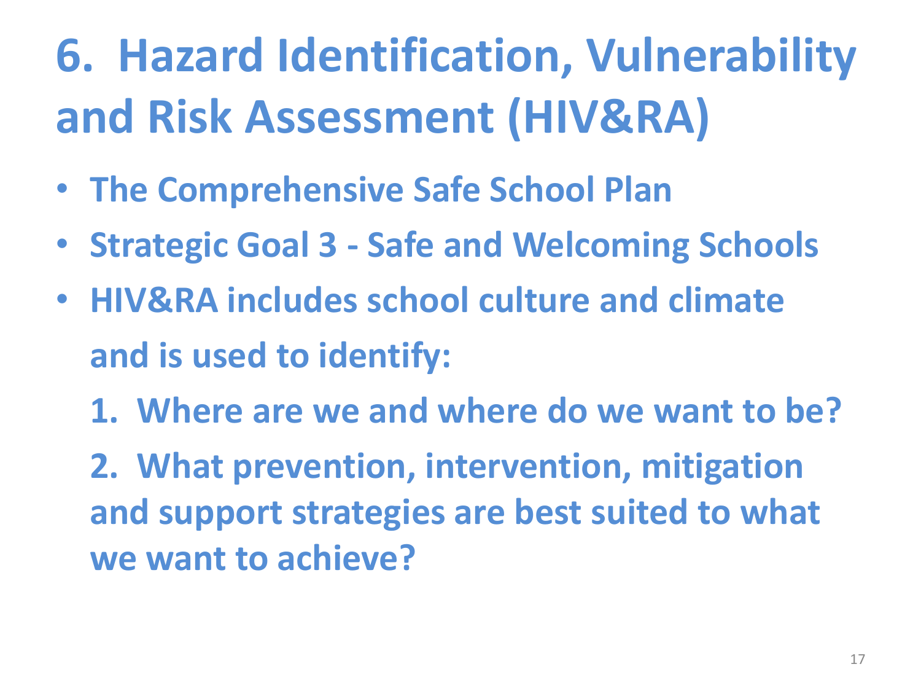# 6. Hazard Identification, Vulnerability and Risk Assessment (HIV&RA)

- **The Comprehensive Safe School Plan**
- **Strategic Goal 3 - Safe and Welcoming Schools**
- **HIV&RA includes school culture and climate and is used to identify:**

  **1. Where are we and where do we want to be?**

  **2. What prevention, intervention, mitigation and support strategies are best suited to what we want to achieve?**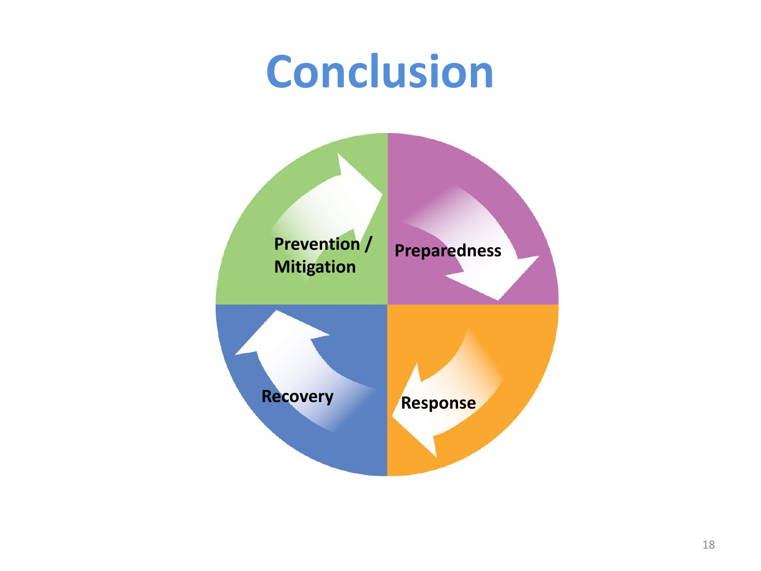# Conclusion

Prevention / Mitigation

Preparedness

Response

Recovery